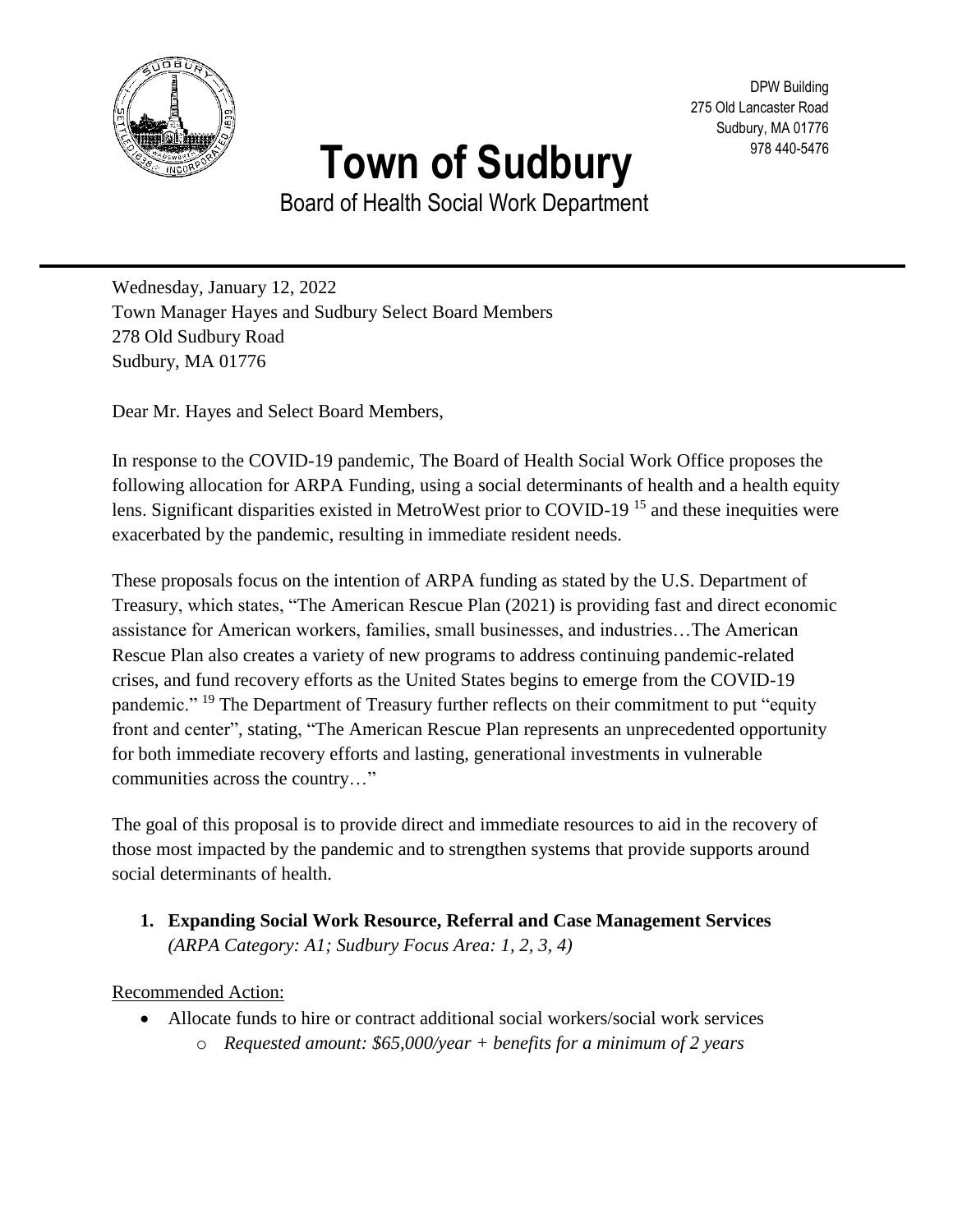DPW Building
275 Old Lancaster Road
Sudbury, MA 01776
978 440-5476

# Town of Sudbury

Board of Health Social Work Department

---

Wednesday, January 12, 2022
Town Manager Hayes and Sudbury Select Board Members
278 Old Sudbury Road
Sudbury, MA 01776

Dear Mr. Hayes and Select Board Members,

In response to the COVID-19 pandemic, The Board of Health Social Work Office proposes the following allocation for ARPA Funding, using a social determinants of health and a health equity lens. Significant disparities existed in MetroWest prior to COVID-19 [15] and these inequities were exacerbated by the pandemic, resulting in immediate resident needs.

These proposals focus on the intention of ARPA funding as stated by the U.S. Department of Treasury, which states, "The American Rescue Plan (2021) is providing fast and direct economic assistance for American workers, families, small businesses, and industries…The American Rescue Plan also creates a variety of new programs to address continuing pandemic-related crises, and fund recovery efforts as the United States begins to emerge from the COVID-19 pandemic." [19] The Department of Treasury further reflects on their commitment to put "equity front and center", stating, "The American Rescue Plan represents an unprecedented opportunity for both immediate recovery efforts and lasting, generational investments in vulnerable communities across the country…"

The goal of this proposal is to provide direct and immediate resources to aid in the recovery of those most impacted by the pandemic and to strengthen systems that provide supports around social determinants of health.

1. **Expanding Social Work Resource, Referral and Case Management Services**
   *(ARPA Category: A1; Sudbury Focus Area: 1, 2, 3, 4)*

Recommended Action:

- Allocate funds to hire or contract additional social workers/social work services
  - *Requested amount: $65,000/year + benefits for a minimum of 2 years*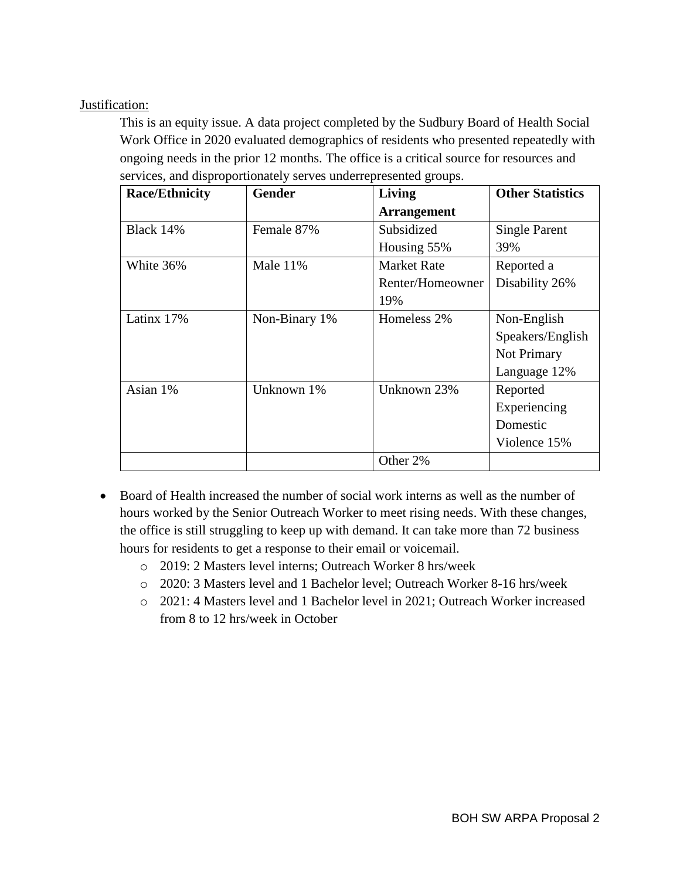<u>Justification:</u>

This is an equity issue. A data project completed by the Sudbury Board of Health Social Work Office in 2020 evaluated demographics of residents who presented repeatedly with ongoing needs in the prior 12 months. The office is a critical source for resources and services, and disproportionately serves underrepresented groups.

| **Race/Ethnicity** | **Gender** | **Living Arrangement** | **Other Statistics** |
|---|---|---|---|
| Black 14% | Female 87% | Subsidized Housing 55% | Single Parent 39% |
| White 36% | Male 11% | Market Rate Renter/Homeowner 19% | Reported a Disability 26% |
| Latinx 17% | Non-Binary 1% | Homeless 2% | Non-English Speakers/English Not Primary Language 12% |
| Asian 1% | Unknown 1% | Unknown 23% | Reported Experiencing Domestic Violence 15% |
| | | Other 2% | |

- Board of Health increased the number of social work interns as well as the number of hours worked by the Senior Outreach Worker to meet rising needs. With these changes, the office is still struggling to keep up with demand. It can take more than 72 business hours for residents to get a response to their email or voicemail.
  - 2019: 2 Masters level interns; Outreach Worker 8 hrs/week
  - 2020: 3 Masters level and 1 Bachelor level; Outreach Worker 8-16 hrs/week
  - 2021: 4 Masters level and 1 Bachelor level in 2021; Outreach Worker increased from 8 to 12 hrs/week in October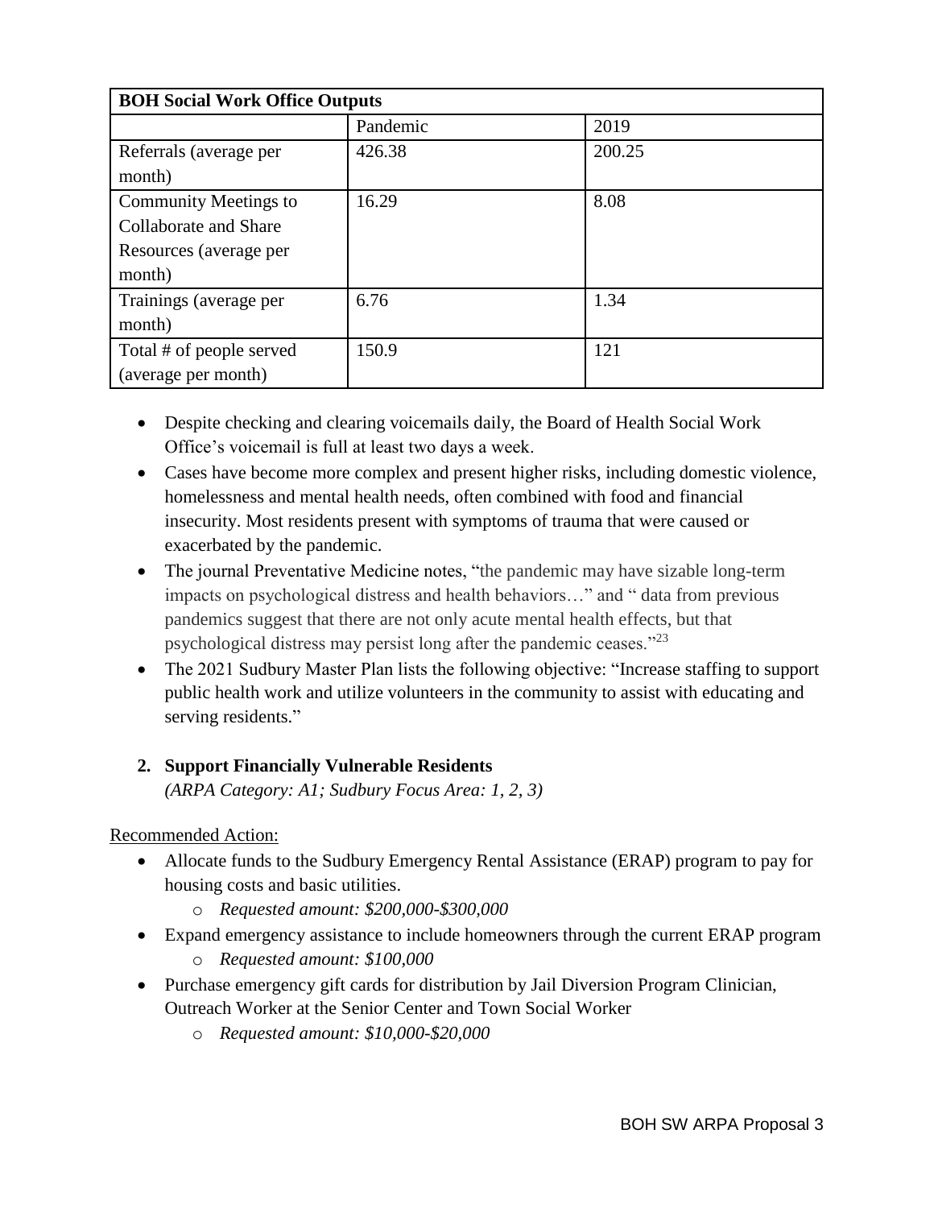| BOH Social Work Office Outputs | | |
|---|---|---|
| | Pandemic | 2019 |
| Referrals (average per month) | 426.38 | 200.25 |
| Community Meetings to Collaborate and Share Resources (average per month) | 16.29 | 8.08 |
| Trainings (average per month) | 6.76 | 1.34 |
| Total # of people served (average per month) | 150.9 | 121 |

- Despite checking and clearing voicemails daily, the Board of Health Social Work Office's voicemail is full at least two days a week.
- Cases have become more complex and present higher risks, including domestic violence, homelessness and mental health needs, often combined with food and financial insecurity. Most residents present with symptoms of trauma that were caused or exacerbated by the pandemic.
- The journal Preventative Medicine notes, "the pandemic may have sizable long-term impacts on psychological distress and health behaviors…" and " data from previous pandemics suggest that there are not only acute mental health effects, but that psychological distress may persist long after the pandemic ceases."[23]
- The 2021 Sudbury Master Plan lists the following objective: "Increase staffing to support public health work and utilize volunteers in the community to assist with educating and serving residents."

### 2. Support Financially Vulnerable Residents

*(ARPA Category: A1; Sudbury Focus Area: 1, 2, 3)*

Recommended Action:

- Allocate funds to the Sudbury Emergency Rental Assistance (ERAP) program to pay for housing costs and basic utilities.
    - *Requested amount: $200,000-$300,000*
- Expand emergency assistance to include homeowners through the current ERAP program
    - *Requested amount: $100,000*
- Purchase emergency gift cards for distribution by Jail Diversion Program Clinician, Outreach Worker at the Senior Center and Town Social Worker
    - *Requested amount: $10,000-$20,000*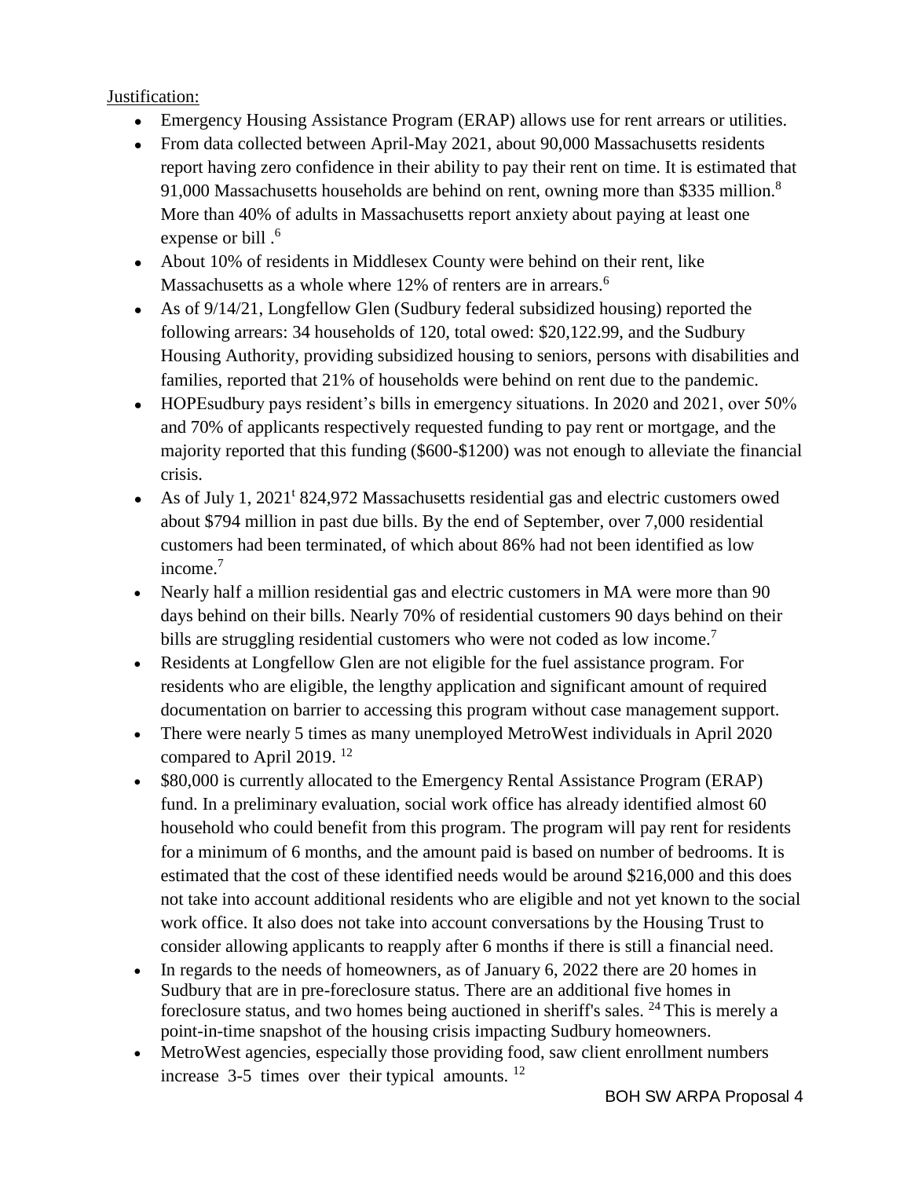Justification:

- Emergency Housing Assistance Program (ERAP) allows use for rent arrears or utilities.
- From data collected between April-May 2021, about 90,000 Massachusetts residents report having zero confidence in their ability to pay their rent on time. It is estimated that 91,000 Massachusetts households are behind on rent, owning more than $335 million.[8] More than 40% of adults in Massachusetts report anxiety about paying at least one expense or bill .[6]
- About 10% of residents in Middlesex County were behind on their rent, like Massachusetts as a whole where 12% of renters are in arrears.[6]
- As of 9/14/21, Longfellow Glen (Sudbury federal subsidized housing) reported the following arrears: 34 households of 120, total owed: $20,122.99, and the Sudbury Housing Authority, providing subsidized housing to seniors, persons with disabilities and families, reported that 21% of households were behind on rent due to the pandemic.
- HOPEsudbury pays resident's bills in emergency situations. In 2020 and 2021, over 50% and 70% of applicants respectively requested funding to pay rent or mortgage, and the majority reported that this funding ($600-$1200) was not enough to alleviate the financial crisis.
- As of July 1, 2021[t] 824,972 Massachusetts residential gas and electric customers owed about $794 million in past due bills. By the end of September, over 7,000 residential customers had been terminated, of which about 86% had not been identified as low income.[7]
- Nearly half a million residential gas and electric customers in MA were more than 90 days behind on their bills. Nearly 70% of residential customers 90 days behind on their bills are struggling residential customers who were not coded as low income.[7]
- Residents at Longfellow Glen are not eligible for the fuel assistance program. For residents who are eligible, the lengthy application and significant amount of required documentation on barrier to accessing this program without case management support.
- There were nearly 5 times as many unemployed MetroWest individuals in April 2020 compared to April 2019. [12]
- $80,000 is currently allocated to the Emergency Rental Assistance Program (ERAP) fund. In a preliminary evaluation, social work office has already identified almost 60 household who could benefit from this program. The program will pay rent for residents for a minimum of 6 months, and the amount paid is based on number of bedrooms. It is estimated that the cost of these identified needs would be around $216,000 and this does not take into account additional residents who are eligible and not yet known to the social work office. It also does not take into account conversations by the Housing Trust to consider allowing applicants to reapply after 6 months if there is still a financial need.
- In regards to the needs of homeowners, as of January 6, 2022 there are 20 homes in Sudbury that are in pre-foreclosure status. There are an additional five homes in foreclosure status, and two homes being auctioned in sheriff's sales. [24] This is merely a point-in-time snapshot of the housing crisis impacting Sudbury homeowners.
- MetroWest agencies, especially those providing food, saw client enrollment numbers increase 3-5 times over their typical amounts. [12]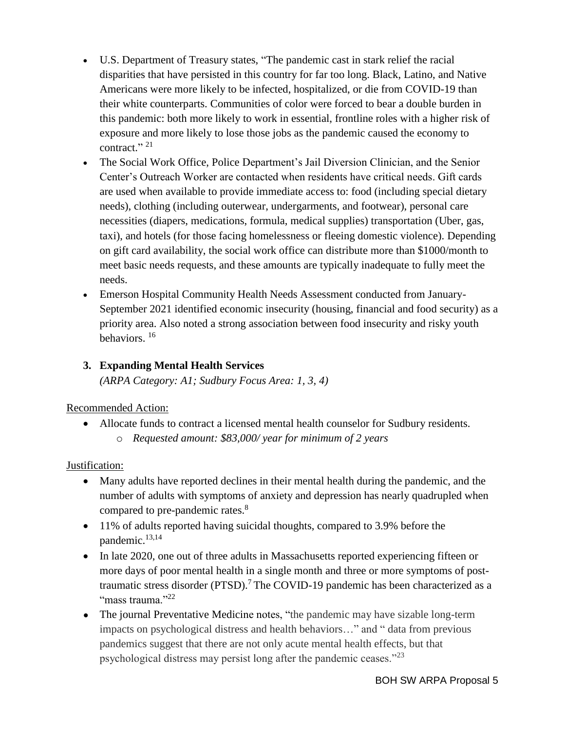- U.S. Department of Treasury states, "The pandemic cast in stark relief the racial disparities that have persisted in this country for far too long. Black, Latino, and Native Americans were more likely to be infected, hospitalized, or die from COVID-19 than their white counterparts. Communities of color were forced to bear a double burden in this pandemic: both more likely to work in essential, frontline roles with a higher risk of exposure and more likely to lose those jobs as the pandemic caused the economy to contract." [21]
- The Social Work Office, Police Department's Jail Diversion Clinician, and the Senior Center's Outreach Worker are contacted when residents have critical needs. Gift cards are used when available to provide immediate access to: food (including special dietary needs), clothing (including outerwear, undergarments, and footwear), personal care necessities (diapers, medications, formula, medical supplies) transportation (Uber, gas, taxi), and hotels (for those facing homelessness or fleeing domestic violence). Depending on gift card availability, the social work office can distribute more than $1000/month to meet basic needs requests, and these amounts are typically inadequate to fully meet the needs.
- Emerson Hospital Community Health Needs Assessment conducted from January-September 2021 identified economic insecurity (housing, financial and food security) as a priority area. Also noted a strong association between food insecurity and risky youth behaviors. [16]

### 3. Expanding Mental Health Services

*(ARPA Category: A1; Sudbury Focus Area: 1, 3, 4)*

Recommended Action:

- Allocate funds to contract a licensed mental health counselor for Sudbury residents.
  - *Requested amount: $83,000/ year for minimum of 2 years*

Justification:

- Many adults have reported declines in their mental health during the pandemic, and the number of adults with symptoms of anxiety and depression has nearly quadrupled when compared to pre-pandemic rates.[8]
- 11% of adults reported having suicidal thoughts, compared to 3.9% before the pandemic.[13,14]
- In late 2020, one out of three adults in Massachusetts reported experiencing fifteen or more days of poor mental health in a single month and three or more symptoms of post-traumatic stress disorder (PTSD).[7] The COVID-19 pandemic has been characterized as a "mass trauma."[22]
- The journal Preventative Medicine notes, "the pandemic may have sizable long-term impacts on psychological distress and health behaviors…" and " data from previous pandemics suggest that there are not only acute mental health effects, but that psychological distress may persist long after the pandemic ceases."[23]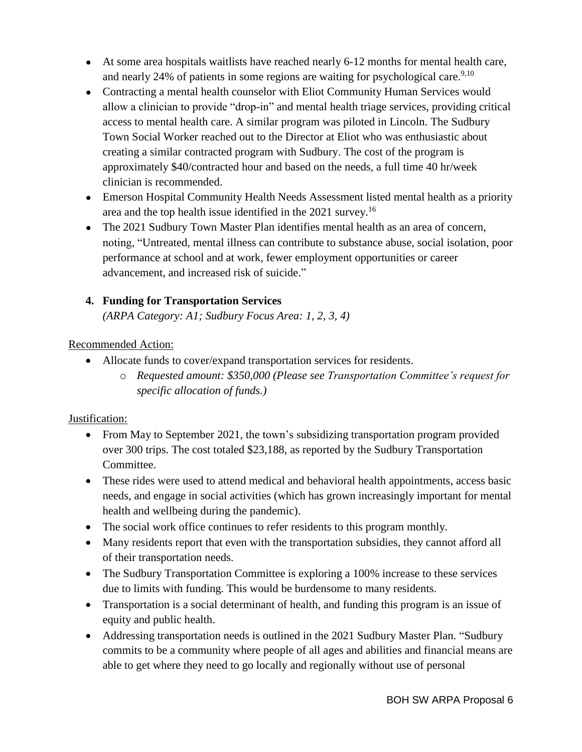- At some area hospitals waitlists have reached nearly 6-12 months for mental health care, and nearly 24% of patients in some regions are waiting for psychological care.[9,10]
- Contracting a mental health counselor with Eliot Community Human Services would allow a clinician to provide "drop-in" and mental health triage services, providing critical access to mental health care. A similar program was piloted in Lincoln. The Sudbury Town Social Worker reached out to the Director at Eliot who was enthusiastic about creating a similar contracted program with Sudbury. The cost of the program is approximately $40/contracted hour and based on the needs, a full time 40 hr/week clinician is recommended.
- Emerson Hospital Community Health Needs Assessment listed mental health as a priority area and the top health issue identified in the 2021 survey.[16]
- The 2021 Sudbury Town Master Plan identifies mental health as an area of concern, noting, "Untreated, mental illness can contribute to substance abuse, social isolation, poor performance at school and at work, fewer employment opportunities or career advancement, and increased risk of suicide."

**4. Funding for Transportation Services**

*(ARPA Category: A1; Sudbury Focus Area: 1, 2, 3, 4)*

Recommended Action:

- Allocate funds to cover/expand transportation services for residents.
    - *Requested amount: $350,000 (Please see Transportation Committee's request for specific allocation of funds.)*

Justification:

- From May to September 2021, the town's subsidizing transportation program provided over 300 trips. The cost totaled $23,188, as reported by the Sudbury Transportation Committee.
- These rides were used to attend medical and behavioral health appointments, access basic needs, and engage in social activities (which has grown increasingly important for mental health and wellbeing during the pandemic).
- The social work office continues to refer residents to this program monthly.
- Many residents report that even with the transportation subsidies, they cannot afford all of their transportation needs.
- The Sudbury Transportation Committee is exploring a 100% increase to these services due to limits with funding. This would be burdensome to many residents.
- Transportation is a social determinant of health, and funding this program is an issue of equity and public health.
- Addressing transportation needs is outlined in the 2021 Sudbury Master Plan. "Sudbury commits to be a community where people of all ages and abilities and financial means are able to get where they need to go locally and regionally without use of personal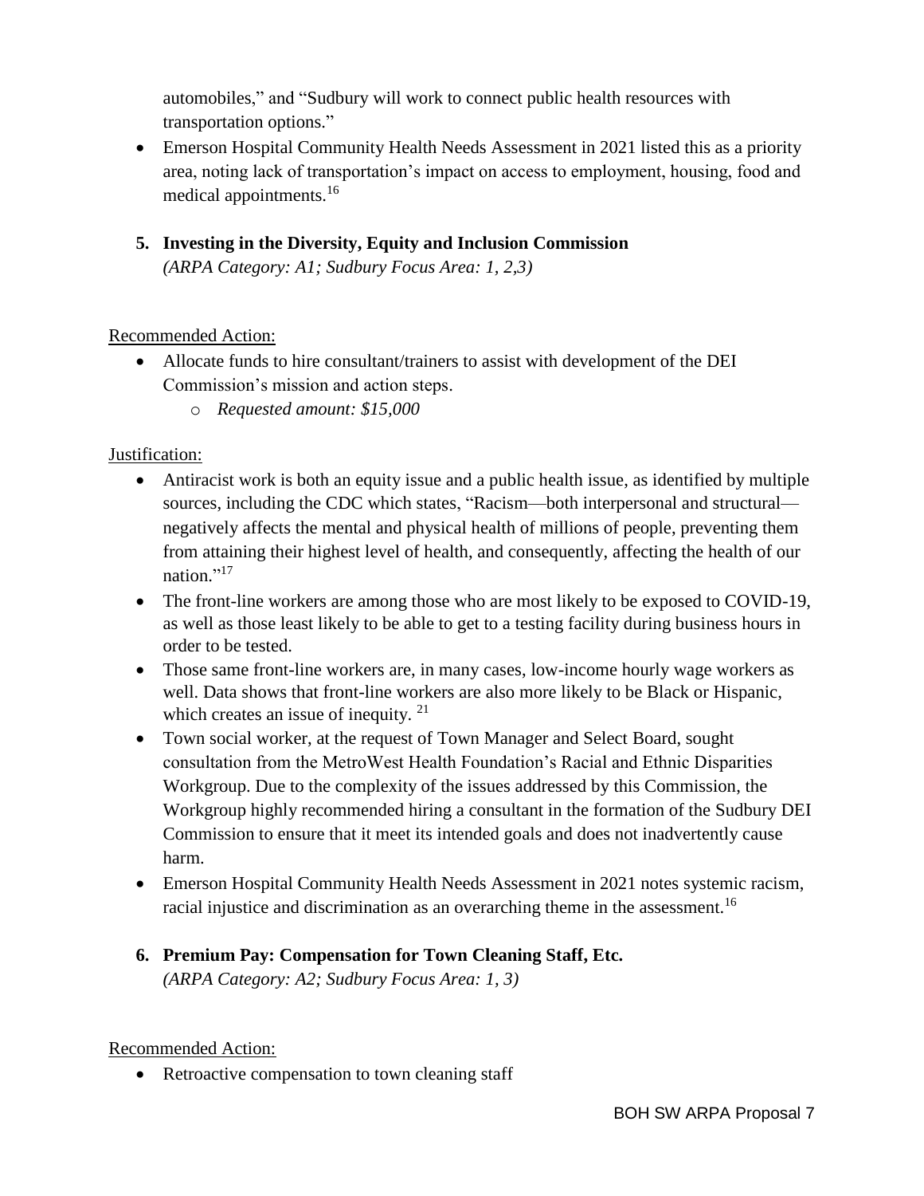automobiles," and "Sudbury will work to connect public health resources with transportation options."

- Emerson Hospital Community Health Needs Assessment in 2021 listed this as a priority area, noting lack of transportation's impact on access to employment, housing, food and medical appointments.[16]

5. **Investing in the Diversity, Equity and Inclusion Commission**
   *(ARPA Category: A1; Sudbury Focus Area: 1, 2,3)*

Recommended Action:

- Allocate funds to hire consultant/trainers to assist with development of the DEI Commission's mission and action steps.
    - *Requested amount: $15,000*

Justification:

- Antiracist work is both an equity issue and a public health issue, as identified by multiple sources, including the CDC which states, "Racism—both interpersonal and structural—negatively affects the mental and physical health of millions of people, preventing them from attaining their highest level of health, and consequently, affecting the health of our nation."[17]
- The front-line workers are among those who are most likely to be exposed to COVID-19, as well as those least likely to be able to get to a testing facility during business hours in order to be tested.
- Those same front-line workers are, in many cases, low-income hourly wage workers as well. Data shows that front-line workers are also more likely to be Black or Hispanic, which creates an issue of inequity. [21]
- Town social worker, at the request of Town Manager and Select Board, sought consultation from the MetroWest Health Foundation's Racial and Ethnic Disparities Workgroup. Due to the complexity of the issues addressed by this Commission, the Workgroup highly recommended hiring a consultant in the formation of the Sudbury DEI Commission to ensure that it meet its intended goals and does not inadvertently cause harm.
- Emerson Hospital Community Health Needs Assessment in 2021 notes systemic racism, racial injustice and discrimination as an overarching theme in the assessment.[16]

6. **Premium Pay: Compensation for Town Cleaning Staff, Etc.**
   *(ARPA Category: A2; Sudbury Focus Area: 1, 3)*

Recommended Action:

- Retroactive compensation to town cleaning staff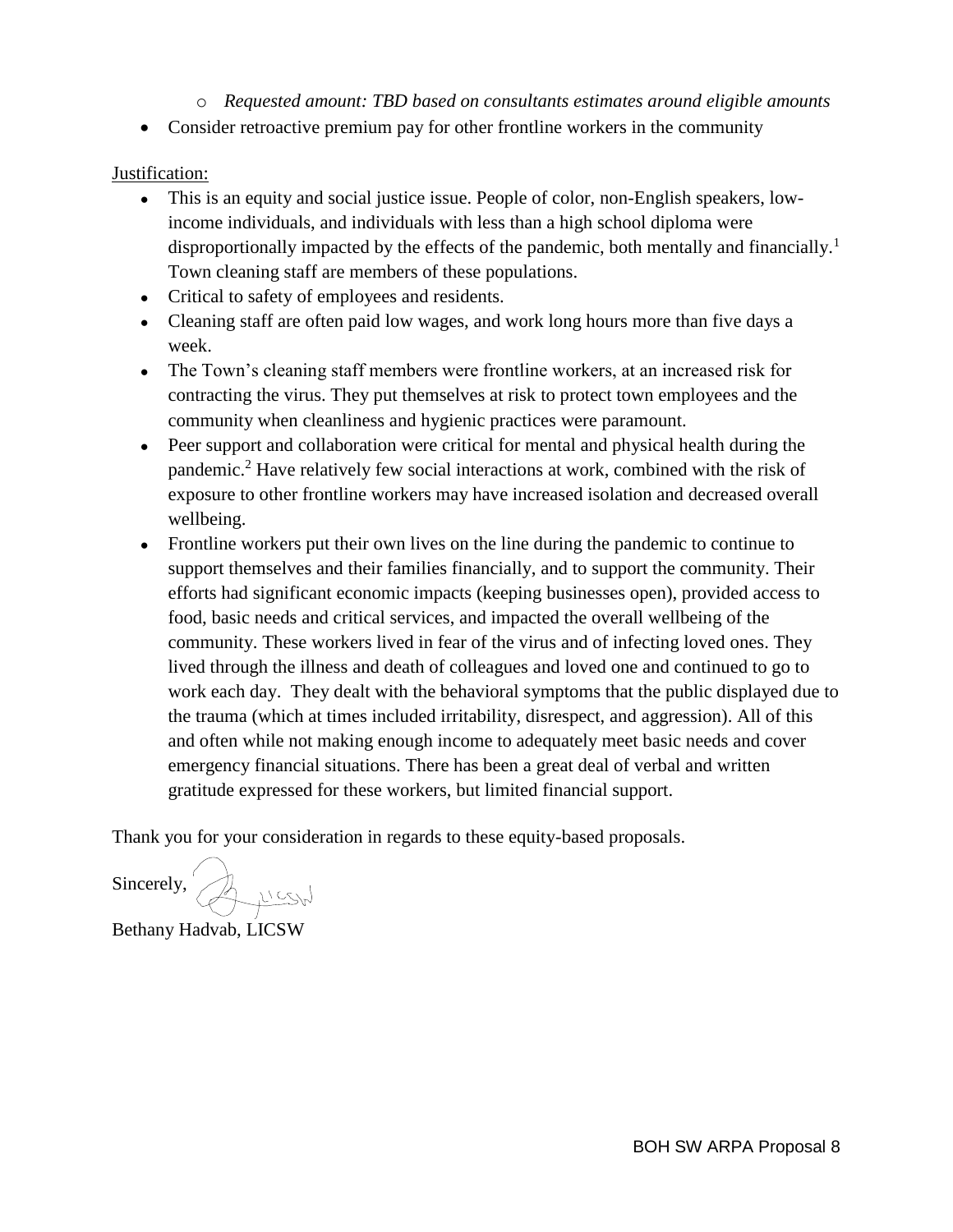- *Requested amount: TBD based on consultants estimates around eligible amounts*
- Consider retroactive premium pay for other frontline workers in the community

Justification:

- This is an equity and social justice issue. People of color, non-English speakers, low-income individuals, and individuals with less than a high school diploma were disproportionally impacted by the effects of the pandemic, both mentally and financially.[1] Town cleaning staff are members of these populations.
- Critical to safety of employees and residents.
- Cleaning staff are often paid low wages, and work long hours more than five days a week.
- The Town's cleaning staff members were frontline workers, at an increased risk for contracting the virus. They put themselves at risk to protect town employees and the community when cleanliness and hygienic practices were paramount.
- Peer support and collaboration were critical for mental and physical health during the pandemic.[2] Have relatively few social interactions at work, combined with the risk of exposure to other frontline workers may have increased isolation and decreased overall wellbeing.
- Frontline workers put their own lives on the line during the pandemic to continue to support themselves and their families financially, and to support the community. Their efforts had significant economic impacts (keeping businesses open), provided access to food, basic needs and critical services, and impacted the overall wellbeing of the community. These workers lived in fear of the virus and of infecting loved ones. They lived through the illness and death of colleagues and loved one and continued to go to work each day. They dealt with the behavioral symptoms that the public displayed due to the trauma (which at times included irritability, disrespect, and aggression). All of this and often while not making enough income to adequately meet basic needs and cover emergency financial situations. There has been a great deal of verbal and written gratitude expressed for these workers, but limited financial support.

Thank you for your consideration in regards to these equity-based proposals.

Sincerely,

Bethany Hadvab, LICSW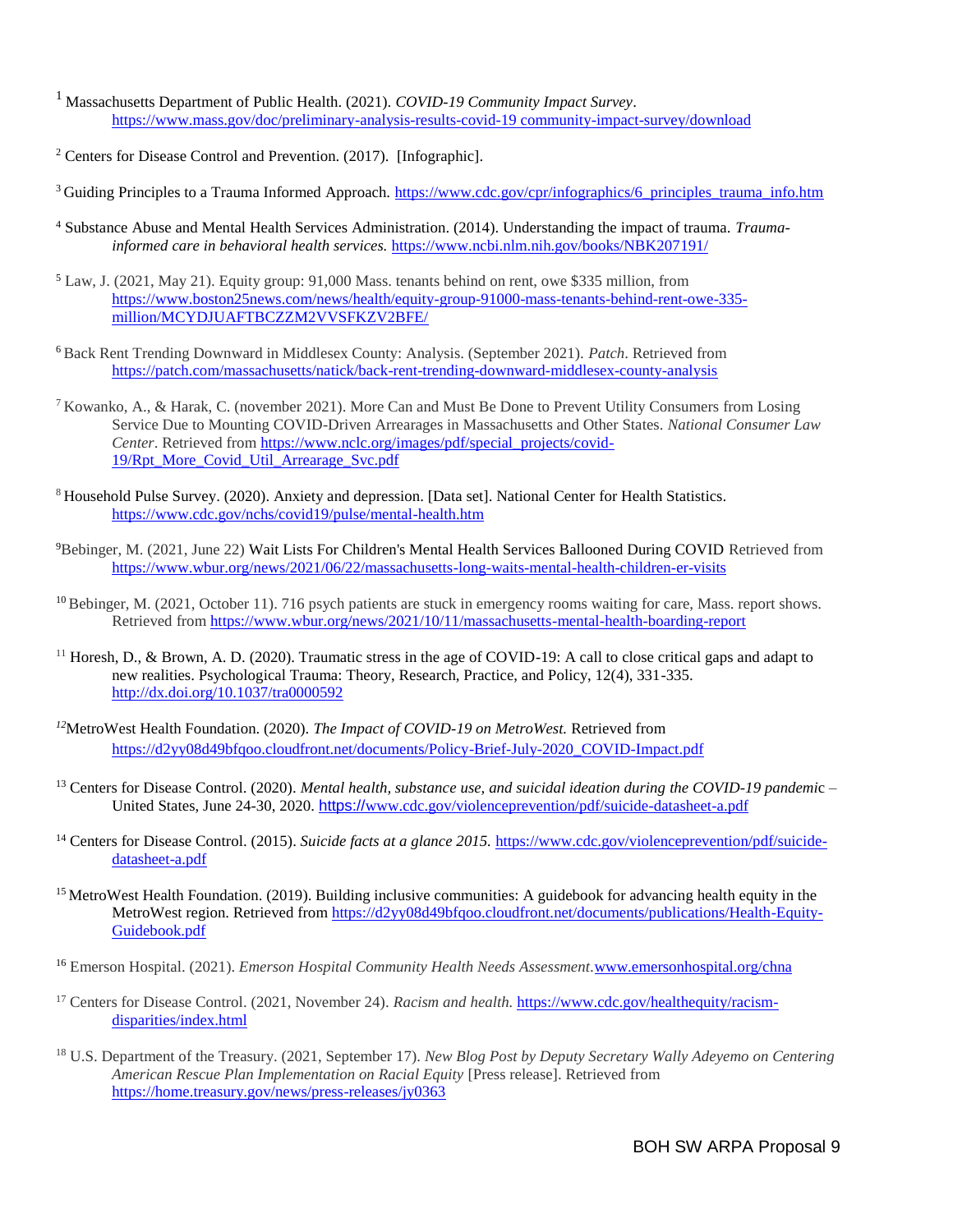[1] Massachusetts Department of Public Health. (2021). *COVID-19 Community Impact Survey*. https://www.mass.gov/doc/preliminary-analysis-results-covid-19 community-impact-survey/download

[2] Centers for Disease Control and Prevention. (2017). [Infographic].

[3] Guiding Principles to a Trauma Informed Approach. https://www.cdc.gov/cpr/infographics/6_principles_trauma_info.htm

[4] Substance Abuse and Mental Health Services Administration. (2014). Understanding the impact of trauma. *Trauma-informed care in behavioral health services.* https://www.ncbi.nlm.nih.gov/books/NBK207191/

[5] Law, J. (2021, May 21). Equity group: 91,000 Mass. tenants behind on rent, owe $335 million, from https://www.boston25news.com/news/health/equity-group-91000-mass-tenants-behind-rent-owe-335-million/MCYDJUAFTBCZZM2VVSFKZV2BFE/

[6] Back Rent Trending Downward in Middlesex County: Analysis. (September 2021). *Patch*. Retrieved from https://patch.com/massachusetts/natick/back-rent-trending-downward-middlesex-county-analysis

[7] Kowanko, A., & Harak, C. (november 2021). More Can and Must Be Done to Prevent Utility Consumers from Losing Service Due to Mounting COVID-Driven Arrearages in Massachusetts and Other States. *National Consumer Law Center*. Retrieved from https://www.nclc.org/images/pdf/special_projects/covid-19/Rpt_More_Covid_Util_Arrearage_Svc.pdf

[8] Household Pulse Survey. (2020). Anxiety and depression. [Data set]. National Center for Health Statistics. https://www.cdc.gov/nchs/covid19/pulse/mental-health.htm

[9] Bebinger, M. (2021, June 22) Wait Lists For Children's Mental Health Services Ballooned During COVID Retrieved from https://www.wbur.org/news/2021/06/22/massachusetts-long-waits-mental-health-children-er-visits

[10] Bebinger, M. (2021, October 11). 716 psych patients are stuck in emergency rooms waiting for care, Mass. report shows. Retrieved from https://www.wbur.org/news/2021/10/11/massachusetts-mental-health-boarding-report

[11] Horesh, D., & Brown, A. D. (2020). Traumatic stress in the age of COVID-19: A call to close critical gaps and adapt to new realities. Psychological Trauma: Theory, Research, Practice, and Policy, 12(4), 331-335. http://dx.doi.org/10.1037/tra0000592

[12] MetroWest Health Foundation. (2020). *The Impact of COVID-19 on MetroWest.* Retrieved from https://d2yy08d49bfqoo.cloudfront.net/documents/Policy-Brief-July-2020_COVID-Impact.pdf

[13] Centers for Disease Control. (2020). *Mental health, substance use, and suicidal ideation during the COVID-19 pandemic* – United States, June 24-30, 2020. https://www.cdc.gov/violenceprevention/pdf/suicide-datasheet-a.pdf

[14] Centers for Disease Control. (2015). *Suicide facts at a glance 2015.* https://www.cdc.gov/violenceprevention/pdf/suicide-datasheet-a.pdf

[15] MetroWest Health Foundation. (2019). Building inclusive communities: A guidebook for advancing health equity in the MetroWest region. Retrieved from https://d2yy08d49bfqoo.cloudfront.net/documents/publications/Health-Equity-Guidebook.pdf

[16] Emerson Hospital. (2021). *Emerson Hospital Community Health Needs Assessment.* www.emersonhospital.org/chna

[17] Centers for Disease Control. (2021, November 24). *Racism and health.* https://www.cdc.gov/healthequity/racism-disparities/index.html

[18] U.S. Department of the Treasury. (2021, September 17). *New Blog Post by Deputy Secretary Wally Adeyemo on Centering American Rescue Plan Implementation on Racial Equity* [Press release]. Retrieved from https://home.treasury.gov/news/press-releases/jy0363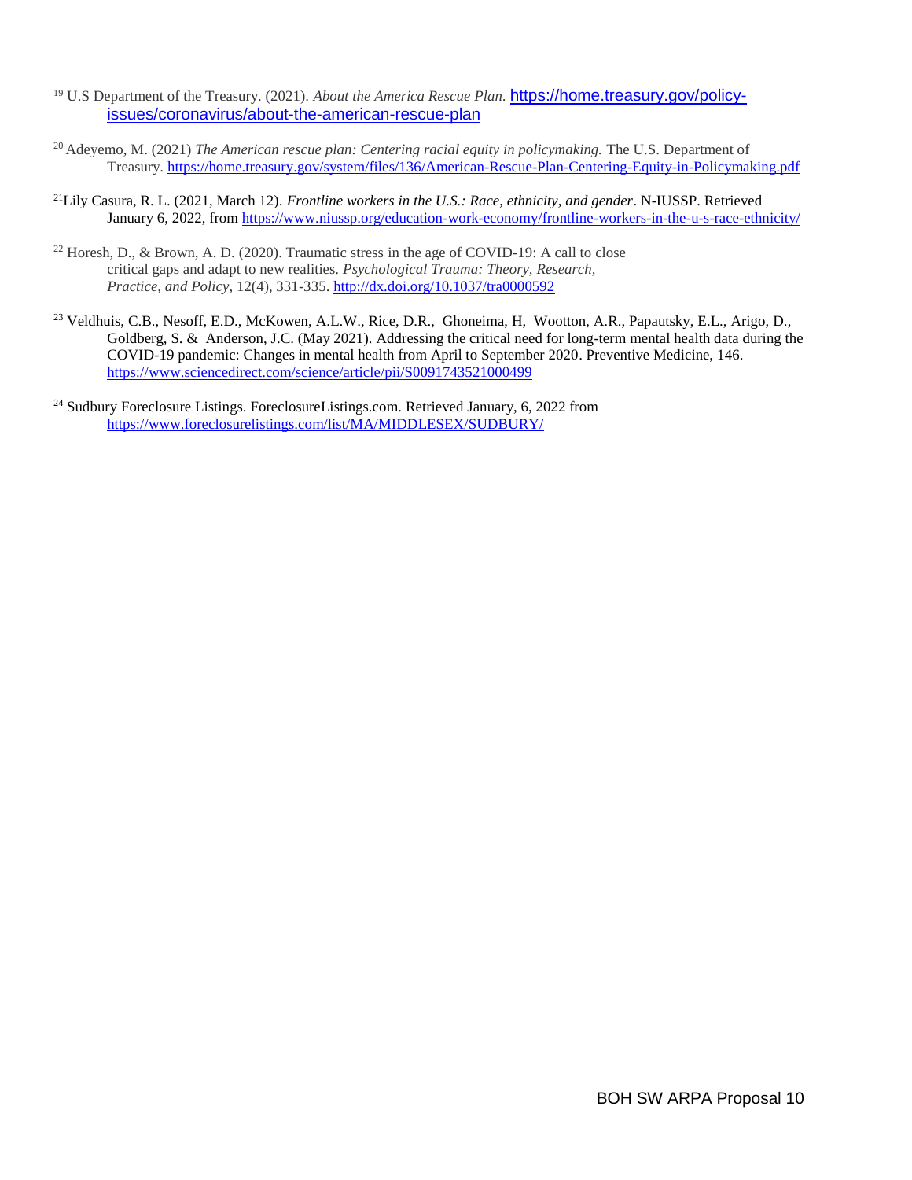[19] U.S Department of the Treasury. (2021). *About the America Rescue Plan.* https://home.treasury.gov/policy-issues/coronavirus/about-the-american-rescue-plan

[20] Adeyemo, M. (2021) *The American rescue plan: Centering racial equity in policymaking.* The U.S. Department of Treasury. https://home.treasury.gov/system/files/136/American-Rescue-Plan-Centering-Equity-in-Policymaking.pdf

[21] Lily Casura, R. L. (2021, March 12). *Frontline workers in the U.S.: Race, ethnicity, and gender*. N-IUSSP. Retrieved January 6, 2022, from https://www.niussp.org/education-work-economy/frontline-workers-in-the-u-s-race-ethnicity/

[22] Horesh, D., & Brown, A. D. (2020). Traumatic stress in the age of COVID-19: A call to close critical gaps and adapt to new realities. *Psychological Trauma: Theory, Research, Practice, and Policy*, 12(4), 331-335. http://dx.doi.org/10.1037/tra0000592

[23] Veldhuis, C.B., Nesoff, E.D., McKowen, A.L.W., Rice, D.R., Ghoneima, H, Wootton, A.R., Papautsky, E.L., Arigo, D., Goldberg, S. & Anderson, J.C. (May 2021). Addressing the critical need for long-term mental health data during the COVID-19 pandemic: Changes in mental health from April to September 2020. Preventive Medicine, 146. https://www.sciencedirect.com/science/article/pii/S0091743521000499

[24] Sudbury Foreclosure Listings. ForeclosureListings.com. Retrieved January, 6, 2022 from https://www.foreclosurelistings.com/list/MA/MIDDLESEX/SUDBURY/